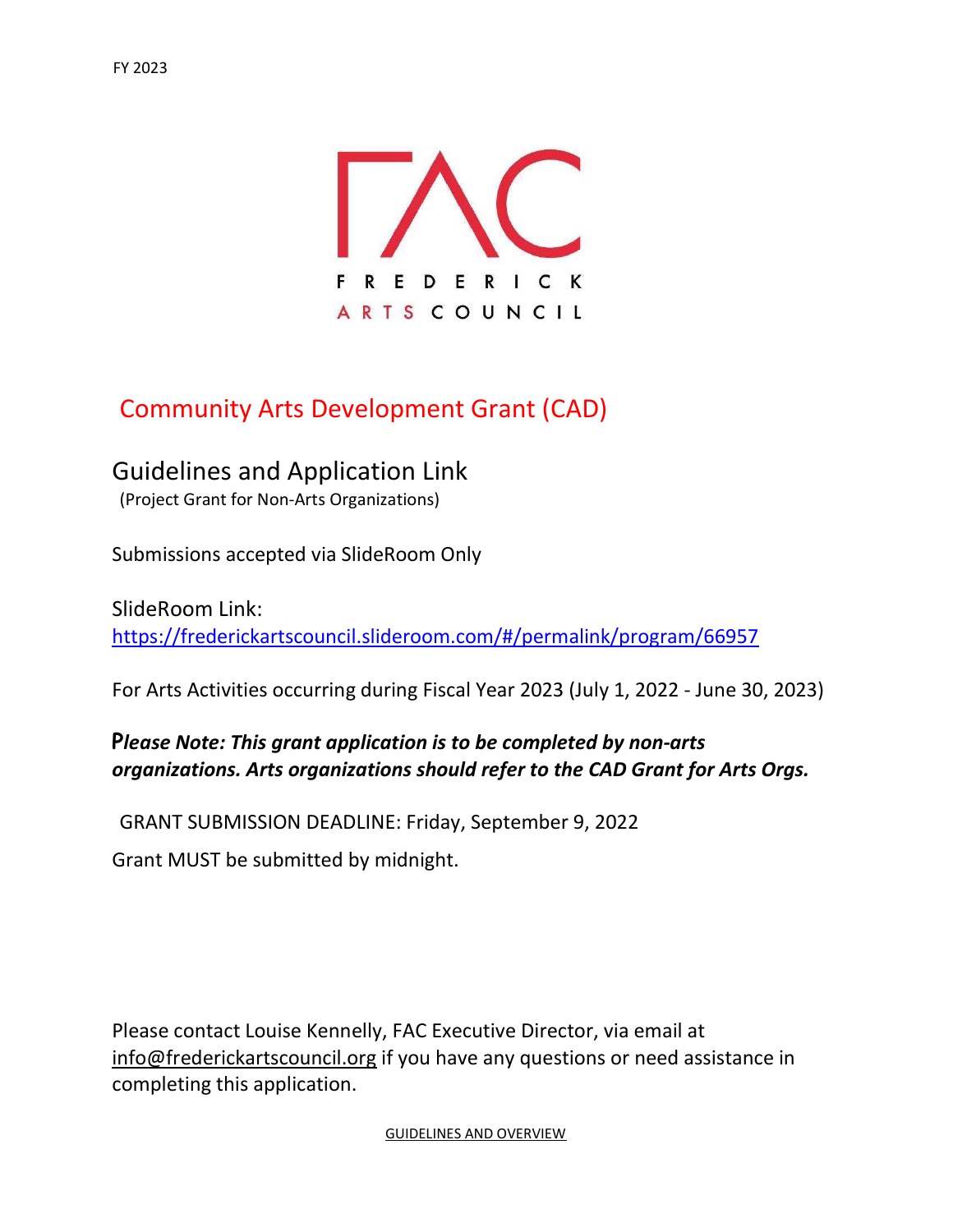FY 2023

FREDERICK ARTS COUNCIL

# Community Arts Development Grant (CAD)

## Guidelines and Application Link

(Project Grant for Non-Arts Organizations)

Submissions accepted via SlideRoom Only

SlideRoom Link:
https://frederickartscouncil.slideroom.com/#/permalink/program/66957

For Arts Activities occurring during Fiscal Year 2023 (July 1, 2022 - June 30, 2023)

***Please Note: This grant application is to be completed by non-arts organizations. Arts organizations should refer to the CAD Grant for Arts Orgs.***

GRANT SUBMISSION DEADLINE: Friday, September 9, 2022

Grant MUST be submitted by midnight.

Please contact Louise Kennelly, FAC Executive Director, via email at info@frederickartscouncil.org if you have any questions or need assistance in completing this application.

GUIDELINES AND OVERVIEW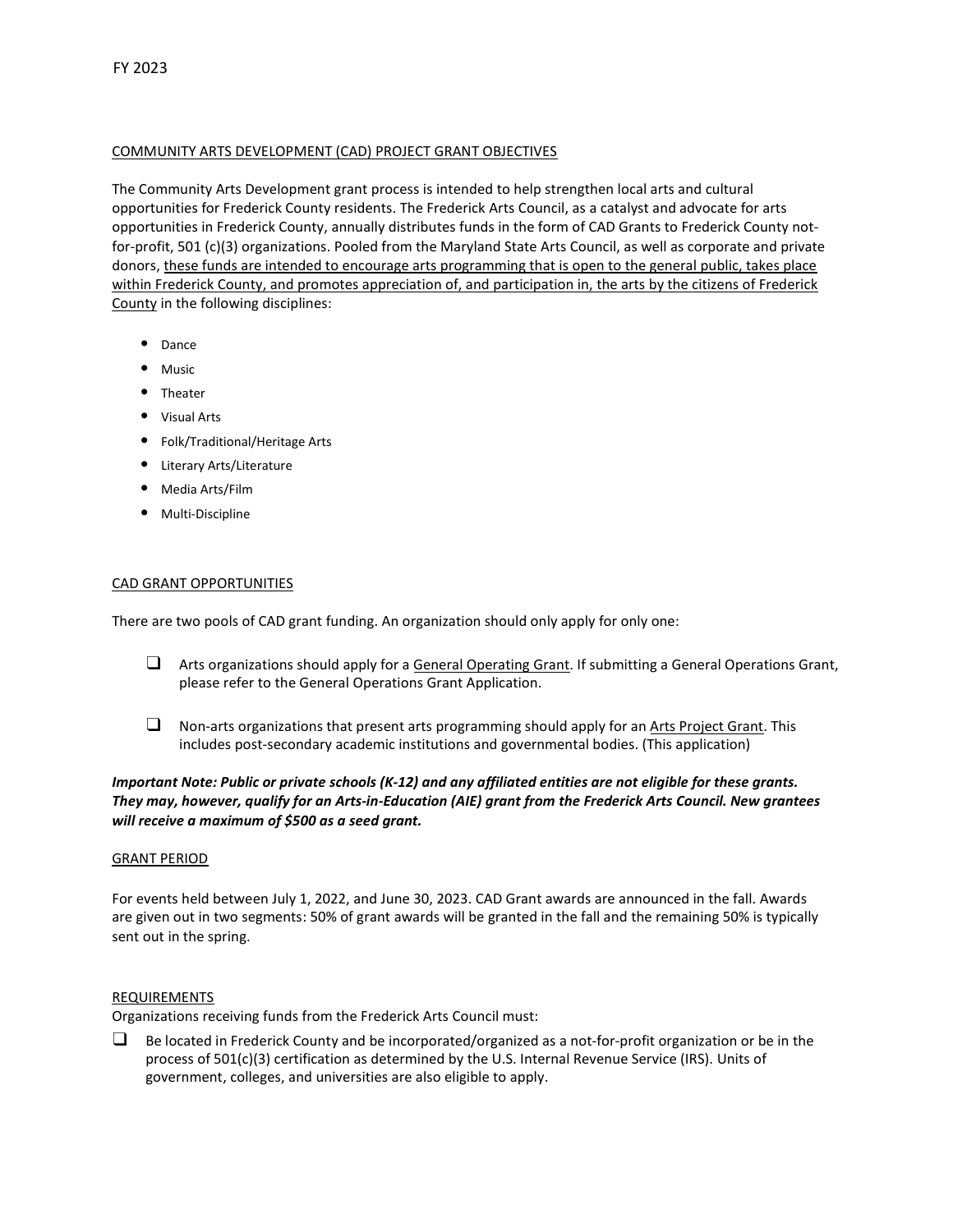FY 2023

## COMMUNITY ARTS DEVELOPMENT (CAD) PROJECT GRANT OBJECTIVES

The Community Arts Development grant process is intended to help strengthen local arts and cultural opportunities for Frederick County residents. The Frederick Arts Council, as a catalyst and advocate for arts opportunities in Frederick County, annually distributes funds in the form of CAD Grants to Frederick County not-for-profit, 501 (c)(3) organizations. Pooled from the Maryland State Arts Council, as well as corporate and private donors, these funds are intended to encourage arts programming that is open to the general public, takes place within Frederick County, and promotes appreciation of, and participation in, the arts by the citizens of Frederick County in the following disciplines:

- Dance
- Music
- Theater
- Visual Arts
- Folk/Traditional/Heritage Arts
- Literary Arts/Literature
- Media Arts/Film
- Multi-Discipline

## CAD GRANT OPPORTUNITIES

There are two pools of CAD grant funding. An organization should only apply for only one:

- [ ] Arts organizations should apply for a General Operating Grant. If submitting a General Operations Grant, please refer to the General Operations Grant Application.
- [ ] Non-arts organizations that present arts programming should apply for an Arts Project Grant. This includes post-secondary academic institutions and governmental bodies. (This application)

***Important Note: Public or private schools (K-12) and any affiliated entities are not eligible for these grants. They may, however, qualify for an Arts-in-Education (AIE) grant from the Frederick Arts Council. New grantees will receive a maximum of $500 as a seed grant.***

## GRANT PERIOD

For events held between July 1, 2022, and June 30, 2023. CAD Grant awards are announced in the fall. Awards are given out in two segments: 50% of grant awards will be granted in the fall and the remaining 50% is typically sent out in the spring.

## REQUIREMENTS

Organizations receiving funds from the Frederick Arts Council must:

- [ ] Be located in Frederick County and be incorporated/organized as a not-for-profit organization or be in the process of 501(c)(3) certification as determined by the U.S. Internal Revenue Service (IRS). Units of government, colleges, and universities are also eligible to apply.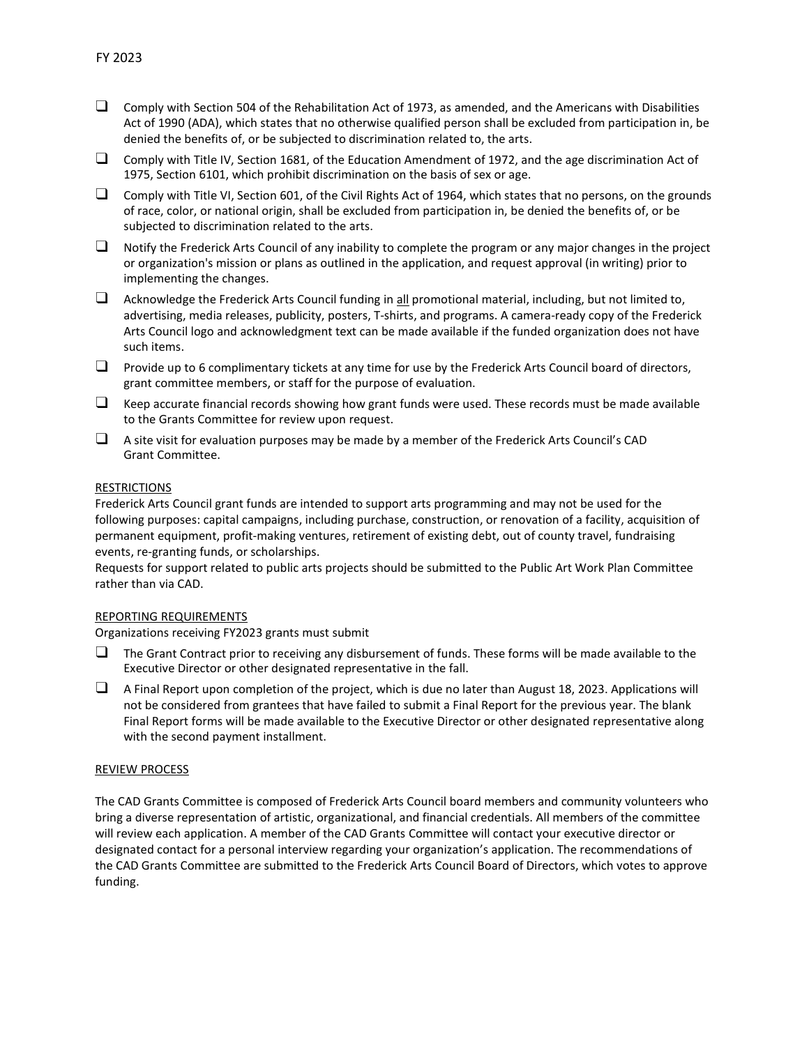- ❑ Comply with Section 504 of the Rehabilitation Act of 1973, as amended, and the Americans with Disabilities Act of 1990 (ADA), which states that no otherwise qualified person shall be excluded from participation in, be denied the benefits of, or be subjected to discrimination related to, the arts.
- ❑ Comply with Title IV, Section 1681, of the Education Amendment of 1972, and the age discrimination Act of 1975, Section 6101, which prohibit discrimination on the basis of sex or age.
- ❑ Comply with Title VI, Section 601, of the Civil Rights Act of 1964, which states that no persons, on the grounds of race, color, or national origin, shall be excluded from participation in, be denied the benefits of, or be subjected to discrimination related to the arts.
- ❑ Notify the Frederick Arts Council of any inability to complete the program or any major changes in the project or organization's mission or plans as outlined in the application, and request approval (in writing) prior to implementing the changes.
- ❑ Acknowledge the Frederick Arts Council funding in <u>all</u> promotional material, including, but not limited to, advertising, media releases, publicity, posters, T-shirts, and programs. A camera-ready copy of the Frederick Arts Council logo and acknowledgment text can be made available if the funded organization does not have such items.
- ❑ Provide up to 6 complimentary tickets at any time for use by the Frederick Arts Council board of directors, grant committee members, or staff for the purpose of evaluation.
- ❑ Keep accurate financial records showing how grant funds were used. These records must be made available to the Grants Committee for review upon request.
- ❑ A site visit for evaluation purposes may be made by a member of the Frederick Arts Council's CAD Grant Committee.

<u>RESTRICTIONS</u>

Frederick Arts Council grant funds are intended to support arts programming and may not be used for the following purposes: capital campaigns, including purchase, construction, or renovation of a facility, acquisition of permanent equipment, profit-making ventures, retirement of existing debt, out of county travel, fundraising events, re-granting funds, or scholarships.

Requests for support related to public arts projects should be submitted to the Public Art Work Plan Committee rather than via CAD.

<u>REPORTING REQUIREMENTS</u>

Organizations receiving FY2023 grants must submit

- ❑ The Grant Contract prior to receiving any disbursement of funds. These forms will be made available to the Executive Director or other designated representative in the fall.
- ❑ A Final Report upon completion of the project, which is due no later than August 18, 2023. Applications will not be considered from grantees that have failed to submit a Final Report for the previous year. The blank Final Report forms will be made available to the Executive Director or other designated representative along with the second payment installment.

<u>REVIEW PROCESS</u>

The CAD Grants Committee is composed of Frederick Arts Council board members and community volunteers who bring a diverse representation of artistic, organizational, and financial credentials. All members of the committee will review each application. A member of the CAD Grants Committee will contact your executive director or designated contact for a personal interview regarding your organization's application. The recommendations of the CAD Grants Committee are submitted to the Frederick Arts Council Board of Directors, which votes to approve funding.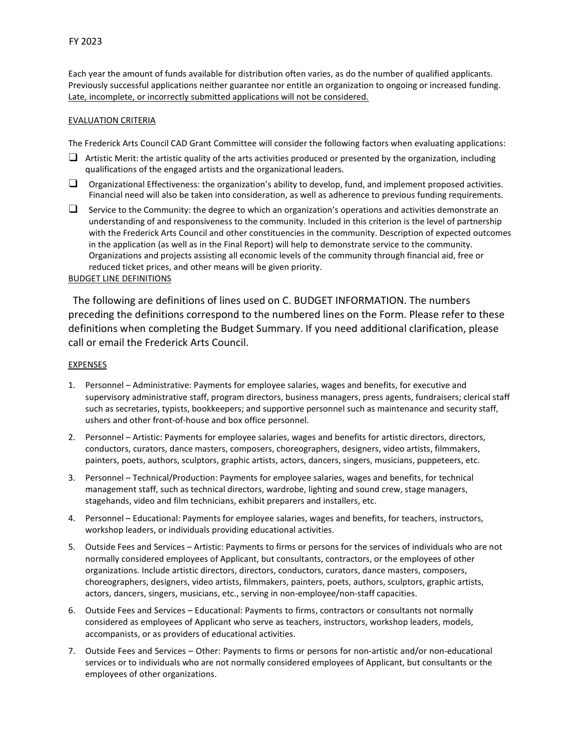FY 2023

Each year the amount of funds available for distribution often varies, as do the number of qualified applicants. Previously successful applications neither guarantee nor entitle an organization to ongoing or increased funding. Late, incomplete, or incorrectly submitted applications will not be considered.

EVALUATION CRITERIA

The Frederick Arts Council CAD Grant Committee will consider the following factors when evaluating applications:

- ❑ Artistic Merit: the artistic quality of the arts activities produced or presented by the organization, including qualifications of the engaged artists and the organizational leaders.
- ❑ Organizational Effectiveness: the organization's ability to develop, fund, and implement proposed activities. Financial need will also be taken into consideration, as well as adherence to previous funding requirements.
- ❑ Service to the Community: the degree to which an organization's operations and activities demonstrate an understanding of and responsiveness to the community. Included in this criterion is the level of partnership with the Frederick Arts Council and other constituencies in the community. Description of expected outcomes in the application (as well as in the Final Report) will help to demonstrate service to the community. Organizations and projects assisting all economic levels of the community through financial aid, free or reduced ticket prices, and other means will be given priority.

BUDGET LINE DEFINITIONS

The following are definitions of lines used on C. BUDGET INFORMATION. The numbers preceding the definitions correspond to the numbered lines on the Form. Please refer to these definitions when completing the Budget Summary. If you need additional clarification, please call or email the Frederick Arts Council.

EXPENSES

1. Personnel – Administrative: Payments for employee salaries, wages and benefits, for executive and supervisory administrative staff, program directors, business managers, press agents, fundraisers; clerical staff such as secretaries, typists, bookkeepers; and supportive personnel such as maintenance and security staff, ushers and other front-of-house and box office personnel.
2. Personnel – Artistic: Payments for employee salaries, wages and benefits for artistic directors, directors, conductors, curators, dance masters, composers, choreographers, designers, video artists, filmmakers, painters, poets, authors, sculptors, graphic artists, actors, dancers, singers, musicians, puppeteers, etc.
3. Personnel – Technical/Production: Payments for employee salaries, wages and benefits, for technical management staff, such as technical directors, wardrobe, lighting and sound crew, stage managers, stagehands, video and film technicians, exhibit preparers and installers, etc.
4. Personnel – Educational: Payments for employee salaries, wages and benefits, for teachers, instructors, workshop leaders, or individuals providing educational activities.
5. Outside Fees and Services – Artistic: Payments to firms or persons for the services of individuals who are not normally considered employees of Applicant, but consultants, contractors, or the employees of other organizations. Include artistic directors, directors, conductors, curators, dance masters, composers, choreographers, designers, video artists, filmmakers, painters, poets, authors, sculptors, graphic artists, actors, dancers, singers, musicians, etc., serving in non-employee/non-staff capacities.
6. Outside Fees and Services – Educational: Payments to firms, contractors or consultants not normally considered as employees of Applicant who serve as teachers, instructors, workshop leaders, models, accompanists, or as providers of educational activities.
7. Outside Fees and Services – Other: Payments to firms or persons for non-artistic and/or non-educational services or to individuals who are not normally considered employees of Applicant, but consultants or the employees of other organizations.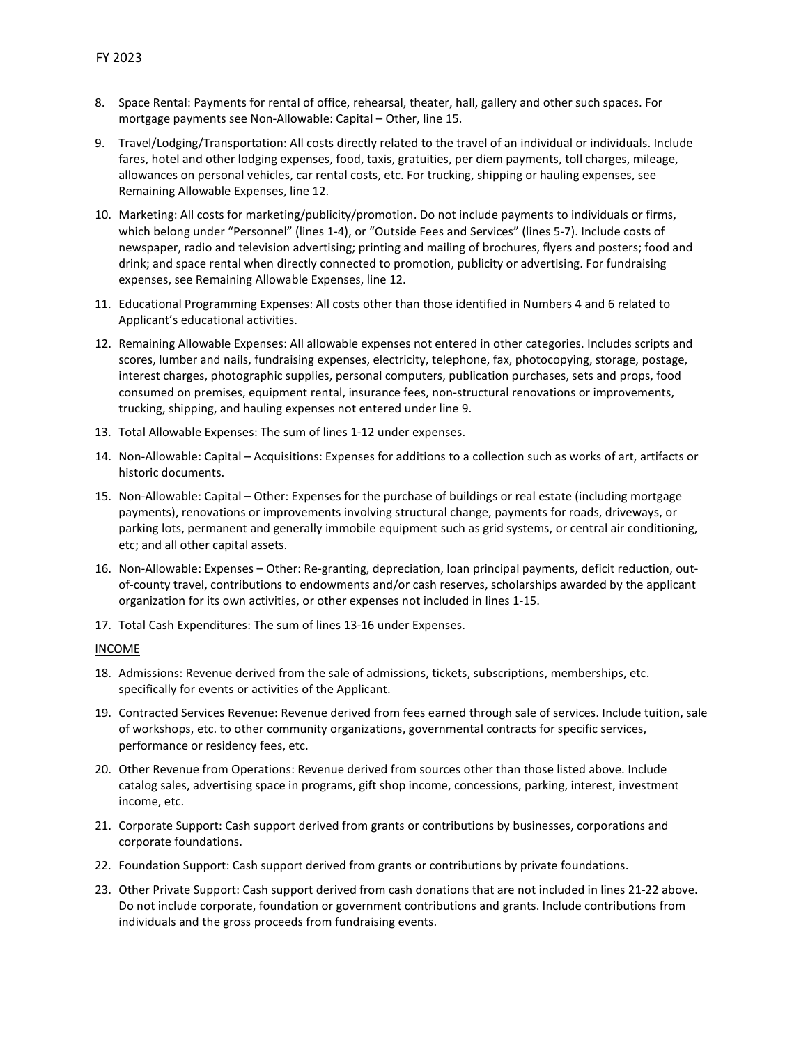8. Space Rental: Payments for rental of office, rehearsal, theater, hall, gallery and other such spaces. For mortgage payments see Non-Allowable: Capital – Other, line 15.
9. Travel/Lodging/Transportation: All costs directly related to the travel of an individual or individuals. Include fares, hotel and other lodging expenses, food, taxis, gratuities, per diem payments, toll charges, mileage, allowances on personal vehicles, car rental costs, etc. For trucking, shipping or hauling expenses, see Remaining Allowable Expenses, line 12.
10. Marketing: All costs for marketing/publicity/promotion. Do not include payments to individuals or firms, which belong under "Personnel" (lines 1-4), or "Outside Fees and Services" (lines 5-7). Include costs of newspaper, radio and television advertising; printing and mailing of brochures, flyers and posters; food and drink; and space rental when directly connected to promotion, publicity or advertising. For fundraising expenses, see Remaining Allowable Expenses, line 12.
11. Educational Programming Expenses: All costs other than those identified in Numbers 4 and 6 related to Applicant's educational activities.
12. Remaining Allowable Expenses: All allowable expenses not entered in other categories. Includes scripts and scores, lumber and nails, fundraising expenses, electricity, telephone, fax, photocopying, storage, postage, interest charges, photographic supplies, personal computers, publication purchases, sets and props, food consumed on premises, equipment rental, insurance fees, non-structural renovations or improvements, trucking, shipping, and hauling expenses not entered under line 9.
13. Total Allowable Expenses: The sum of lines 1-12 under expenses.
14. Non-Allowable: Capital – Acquisitions: Expenses for additions to a collection such as works of art, artifacts or historic documents.
15. Non-Allowable: Capital – Other: Expenses for the purchase of buildings or real estate (including mortgage payments), renovations or improvements involving structural change, payments for roads, driveways, or parking lots, permanent and generally immobile equipment such as grid systems, or central air conditioning, etc; and all other capital assets.
16. Non-Allowable: Expenses – Other: Re-granting, depreciation, loan principal payments, deficit reduction, out-of-county travel, contributions to endowments and/or cash reserves, scholarships awarded by the applicant organization for its own activities, or other expenses not included in lines 1-15.
17. Total Cash Expenditures: The sum of lines 13-16 under Expenses.

INCOME

18. Admissions: Revenue derived from the sale of admissions, tickets, subscriptions, memberships, etc. specifically for events or activities of the Applicant.
19. Contracted Services Revenue: Revenue derived from fees earned through sale of services. Include tuition, sale of workshops, etc. to other community organizations, governmental contracts for specific services, performance or residency fees, etc.
20. Other Revenue from Operations: Revenue derived from sources other than those listed above. Include catalog sales, advertising space in programs, gift shop income, concessions, parking, interest, investment income, etc.
21. Corporate Support: Cash support derived from grants or contributions by businesses, corporations and corporate foundations.
22. Foundation Support: Cash support derived from grants or contributions by private foundations.
23. Other Private Support: Cash support derived from cash donations that are not included in lines 21-22 above. Do not include corporate, foundation or government contributions and grants. Include contributions from individuals and the gross proceeds from fundraising events.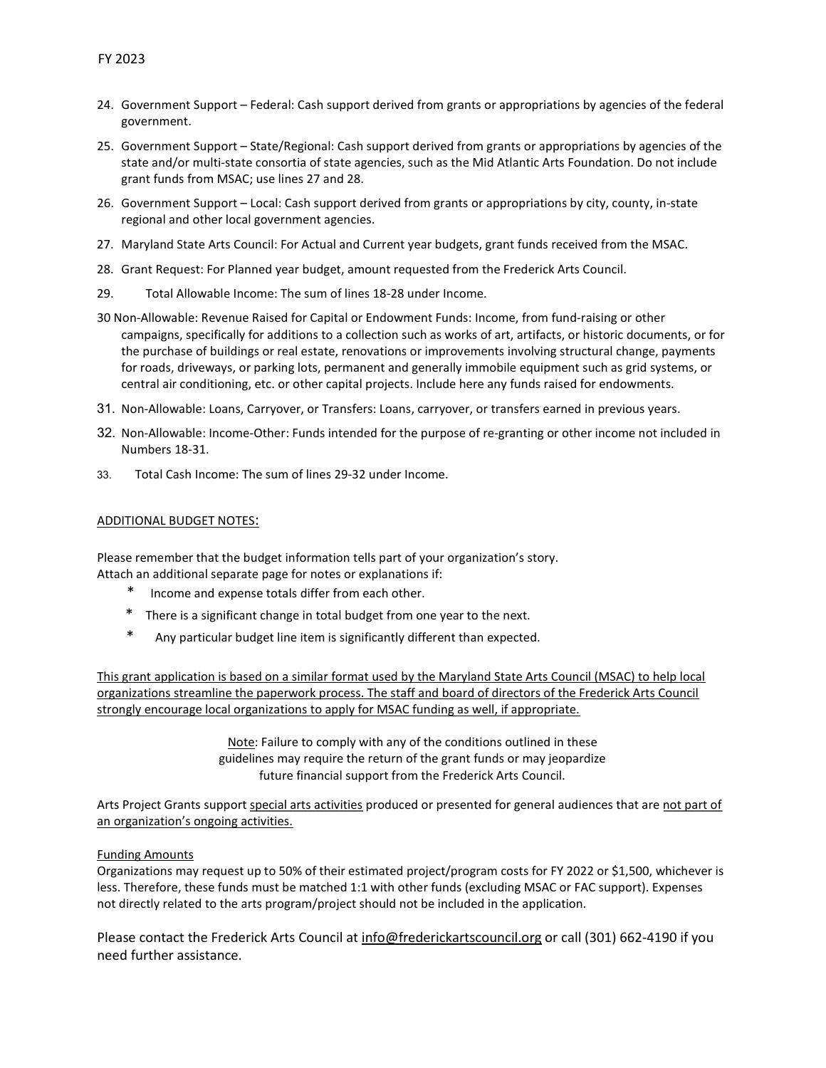24. Government Support – Federal: Cash support derived from grants or appropriations by agencies of the federal government.
25. Government Support – State/Regional: Cash support derived from grants or appropriations by agencies of the state and/or multi-state consortia of state agencies, such as the Mid Atlantic Arts Foundation. Do not include grant funds from MSAC; use lines 27 and 28.
26. Government Support – Local: Cash support derived from grants or appropriations by city, county, in-state regional and other local government agencies.
27. Maryland State Arts Council: For Actual and Current year budgets, grant funds received from the MSAC.
28. Grant Request: For Planned year budget, amount requested from the Frederick Arts Council.
29. Total Allowable Income: The sum of lines 18-28 under Income.
30. Non-Allowable: Revenue Raised for Capital or Endowment Funds: Income, from fund-raising or other campaigns, specifically for additions to a collection such as works of art, artifacts, or historic documents, or for the purchase of buildings or real estate, renovations or improvements involving structural change, payments for roads, driveways, or parking lots, permanent and generally immobile equipment such as grid systems, or central air conditioning, etc. or other capital projects. Include here any funds raised for endowments.
31. Non-Allowable: Loans, Carryover, or Transfers: Loans, carryover, or transfers earned in previous years.
32. Non-Allowable: Income-Other: Funds intended for the purpose of re-granting or other income not included in Numbers 18-31.
33. Total Cash Income: The sum of lines 29-32 under Income.

<u>ADDITIONAL BUDGET NOTES:</u>

Please remember that the budget information tells part of your organization's story.
Attach an additional separate page for notes or explanations if:

* Income and expense totals differ from each other.
* There is a significant change in total budget from one year to the next.
* Any particular budget line item is significantly different than expected.

<u>This grant application is based on a similar format used by the Maryland State Arts Council (MSAC) to help local organizations streamline the paperwork process. The staff and board of directors of the Frederick Arts Council strongly encourage local organizations to apply for MSAC funding as well, if appropriate.</u>

<u>Note</u>: Failure to comply with any of the conditions outlined in these guidelines may require the return of the grant funds or may jeopardize future financial support from the Frederick Arts Council.

Arts Project Grants support <u>special arts activities</u> produced or presented for general audiences that are <u>not part of an organization's ongoing activities.</u>

<u>Funding Amounts</u>
Organizations may request up to 50% of their estimated project/program costs for FY 2022 or $1,500, whichever is less. Therefore, these funds must be matched 1:1 with other funds (excluding MSAC or FAC support). Expenses not directly related to the arts program/project should not be included in the application.

Please contact the Frederick Arts Council at info@frederickartscouncil.org or call (301) 662-4190 if you need further assistance.